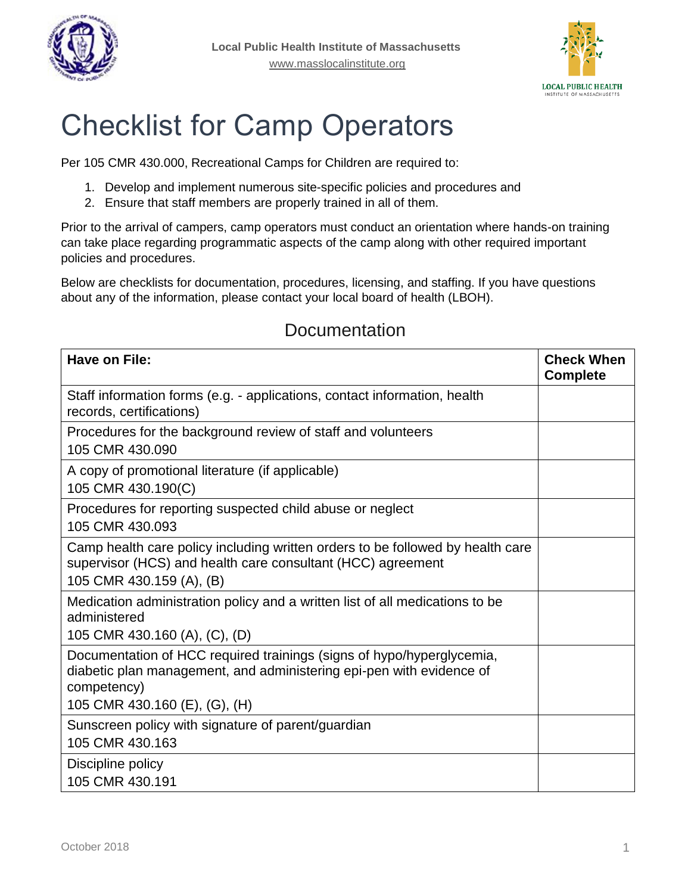Local Public Health Institute of Massachusetts
www.masslocalinstitute.org

# Checklist for Camp Operators

Per 105 CMR 430.000, Recreational Camps for Children are required to:

1. Develop and implement numerous site-specific policies and procedures and
2. Ensure that staff members are properly trained in all of them.

Prior to the arrival of campers, camp operators must conduct an orientation where hands-on training can take place regarding programmatic aspects of the camp along with other required important policies and procedures.

Below are checklists for documentation, procedures, licensing, and staffing. If you have questions about any of the information, please contact your local board of health (LBOH).

## Documentation

| Have on File: | Check When Complete |
|---|---|
| Staff information forms (e.g. - applications, contact information, health records, certifications) | |
| Procedures for the background review of staff and volunteers<br>105 CMR 430.090 | |
| A copy of promotional literature (if applicable)<br>105 CMR 430.190(C) | |
| Procedures for reporting suspected child abuse or neglect<br>105 CMR 430.093 | |
| Camp health care policy including written orders to be followed by health care supervisor (HCS) and health care consultant (HCC) agreement<br>105 CMR 430.159 (A), (B) | |
| Medication administration policy and a written list of all medications to be administered<br>105 CMR 430.160 (A), (C), (D) | |
| Documentation of HCC required trainings (signs of hypo/hyperglycemia, diabetic plan management, and administering epi-pen with evidence of competency)<br>105 CMR 430.160 (E), (G), (H) | |
| Sunscreen policy with signature of parent/guardian<br>105 CMR 430.163 | |
| Discipline policy<br>105 CMR 430.191 | |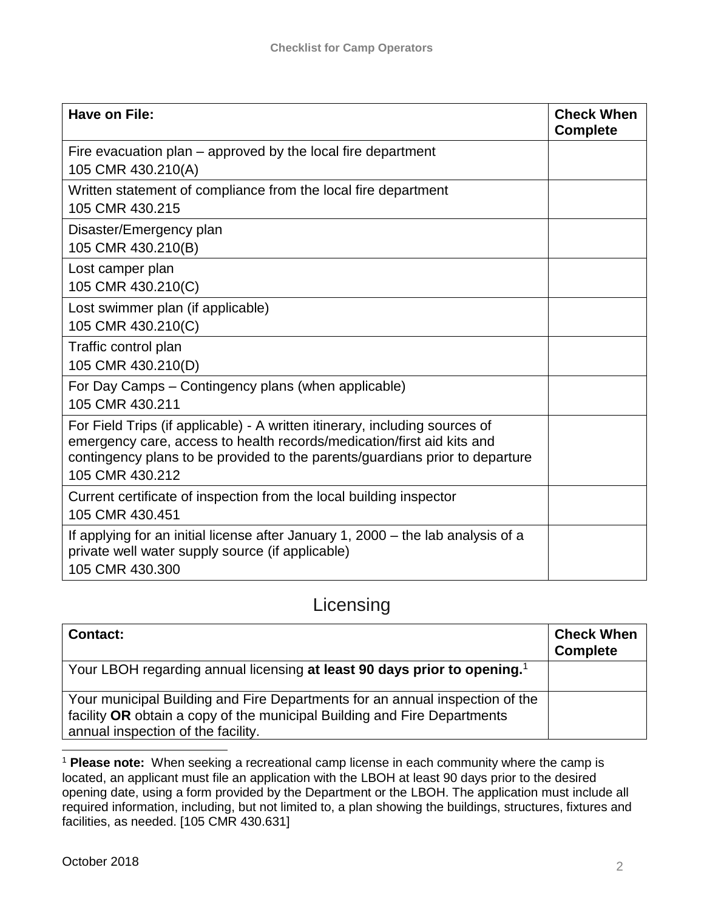| Have on File: | Check When Complete |
|---|---|
| Fire evacuation plan – approved by the local fire department<br>105 CMR 430.210(A) | |
| Written statement of compliance from the local fire department<br>105 CMR 430.215 | |
| Disaster/Emergency plan<br>105 CMR 430.210(B) | |
| Lost camper plan<br>105 CMR 430.210(C) | |
| Lost swimmer plan (if applicable)<br>105 CMR 430.210(C) | |
| Traffic control plan<br>105 CMR 430.210(D) | |
| For Day Camps – Contingency plans (when applicable)<br>105 CMR 430.211 | |
| For Field Trips (if applicable) - A written itinerary, including sources of emergency care, access to health records/medication/first aid kits and contingency plans to be provided to the parents/guardians prior to departure<br>105 CMR 430.212 | |
| Current certificate of inspection from the local building inspector<br>105 CMR 430.451 | |
| If applying for an initial license after January 1, 2000 – the lab analysis of a private well water supply source (if applicable)<br>105 CMR 430.300 | |

## Licensing

| Contact: | Check When Complete |
|---|---|
| Your LBOH regarding annual licensing **at least 90 days prior to opening.**[1] | |
| Your municipal Building and Fire Departments for an annual inspection of the facility **OR** obtain a copy of the municipal Building and Fire Departments annual inspection of the facility. | |

[1] **Please note:** When seeking a recreational camp license in each community where the camp is located, an applicant must file an application with the LBOH at least 90 days prior to the desired opening date, using a form provided by the Department or the LBOH. The application must include all required information, including, but not limited to, a plan showing the buildings, structures, fixtures and facilities, as needed. [105 CMR 430.631]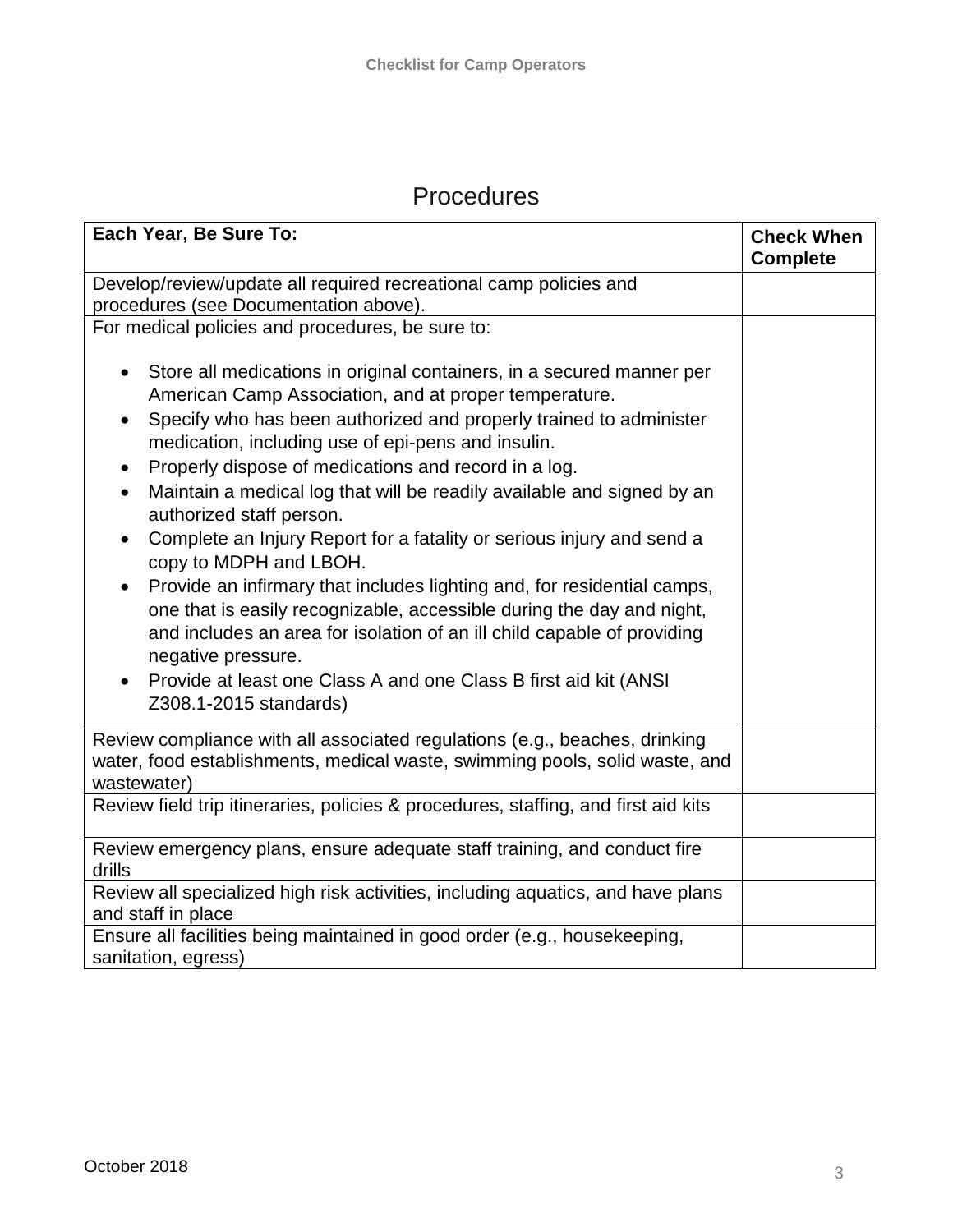# Procedures

| **Each Year, Be Sure To:** | **Check When Complete** |
| --- | --- |
| Develop/review/update all required recreational camp policies and procedures (see Documentation above). | |
| For medical policies and procedures, be sure to:<br><br>• Store all medications in original containers, in a secured manner per American Camp Association, and at proper temperature.<br>• Specify who has been authorized and properly trained to administer medication, including use of epi-pens and insulin.<br>• Properly dispose of medications and record in a log.<br>• Maintain a medical log that will be readily available and signed by an authorized staff person.<br>• Complete an Injury Report for a fatality or serious injury and send a copy to MDPH and LBOH.<br>• Provide an infirmary that includes lighting and, for residential camps, one that is easily recognizable, accessible during the day and night, and includes an area for isolation of an ill child capable of providing negative pressure.<br>• Provide at least one Class A and one Class B first aid kit (ANSI Z308.1-2015 standards) | |
| Review compliance with all associated regulations (e.g., beaches, drinking water, food establishments, medical waste, swimming pools, solid waste, and wastewater) | |
| Review field trip itineraries, policies & procedures, staffing, and first aid kits | |
| Review emergency plans, ensure adequate staff training, and conduct fire drills | |
| Review all specialized high risk activities, including aquatics, and have plans and staff in place | |
| Ensure all facilities being maintained in good order (e.g., housekeeping, sanitation, egress) | |

October 2018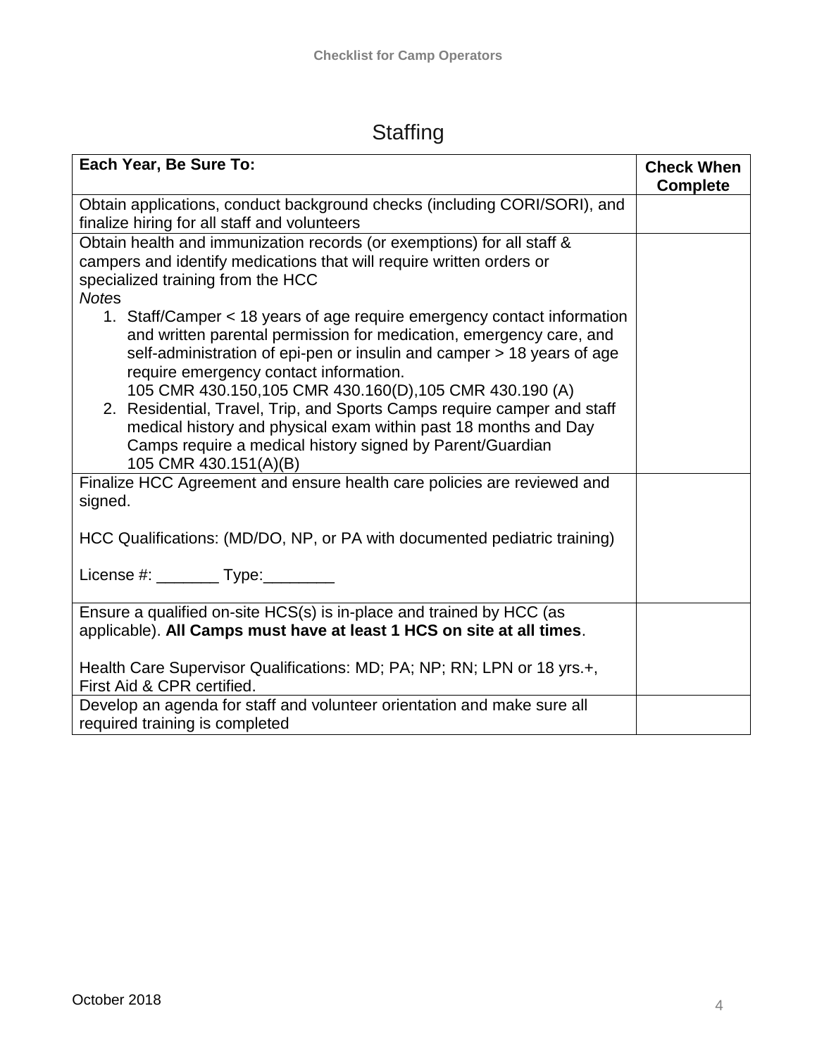## Staffing

| **Each Year, Be Sure To:** | **Check When Complete** |
|---|---|
| Obtain applications, conduct background checks (including CORI/SORI), and finalize hiring for all staff and volunteers | |
| Obtain health and immunization records (or exemptions) for all staff & campers and identify medications that will require written orders or specialized training from the HCC<br>*Notes*<br>1. Staff/Camper < 18 years of age require emergency contact information and written parental permission for medication, emergency care, and self-administration of epi-pen or insulin and camper > 18 years of age require emergency contact information.<br>105 CMR 430.150,105 CMR 430.160(D),105 CMR 430.190 (A)<br>2. Residential, Travel, Trip, and Sports Camps require camper and staff medical history and physical exam within past 18 months and Day Camps require a medical history signed by Parent/Guardian<br>105 CMR 430.151(A)(B) | |
| Finalize HCC Agreement and ensure health care policies are reviewed and signed.<br><br>HCC Qualifications: (MD/DO, NP, or PA with documented pediatric training)<br><br>License #: _______ Type:________ | |
| Ensure a qualified on-site HCS(s) is in-place and trained by HCC (as applicable). **All Camps must have at least 1 HCS on site at all times**.<br><br>Health Care Supervisor Qualifications: MD; PA; NP; RN; LPN or 18 yrs.+, First Aid & CPR certified. | |
| Develop an agenda for staff and volunteer orientation and make sure all required training is completed | |

October 2018